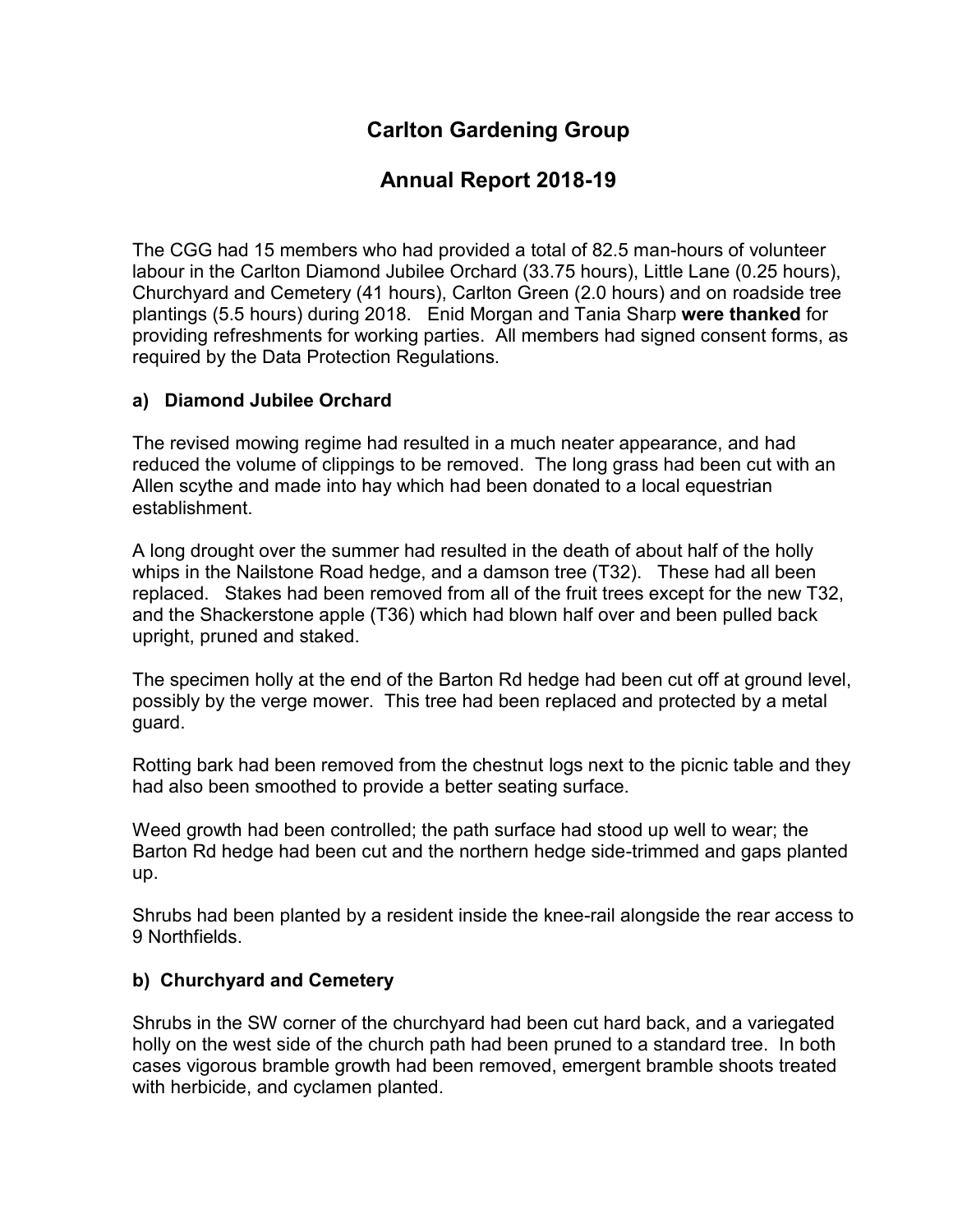# Carlton Gardening Group

## Annual Report 2018-19

The CGG had 15 members who had provided a total of 82.5 man-hours of volunteer labour in the Carlton Diamond Jubilee Orchard (33.75 hours), Little Lane (0.25 hours), Churchyard and Cemetery (41 hours), Carlton Green (2.0 hours) and on roadside tree plantings (5.5 hours) during 2018. Enid Morgan and Tania Sharp **were thanked** for providing refreshments for working parties. All members had signed consent forms, as required by the Data Protection Regulations.

### a) Diamond Jubilee Orchard

The revised mowing regime had resulted in a much neater appearance, and had reduced the volume of clippings to be removed. The long grass had been cut with an Allen scythe and made into hay which had been donated to a local equestrian establishment.

A long drought over the summer had resulted in the death of about half of the holly whips in the Nailstone Road hedge, and a damson tree (T32). These had all been replaced. Stakes had been removed from all of the fruit trees except for the new T32, and the Shackerstone apple (T36) which had blown half over and been pulled back upright, pruned and staked.

The specimen holly at the end of the Barton Rd hedge had been cut off at ground level, possibly by the verge mower. This tree had been replaced and protected by a metal guard.

Rotting bark had been removed from the chestnut logs next to the picnic table and they had also been smoothed to provide a better seating surface.

Weed growth had been controlled; the path surface had stood up well to wear; the Barton Rd hedge had been cut and the northern hedge side-trimmed and gaps planted up.

Shrubs had been planted by a resident inside the knee-rail alongside the rear access to 9 Northfields.

### b) Churchyard and Cemetery

Shrubs in the SW corner of the churchyard had been cut hard back, and a variegated holly on the west side of the church path had been pruned to a standard tree. In both cases vigorous bramble growth had been removed, emergent bramble shoots treated with herbicide, and cyclamen planted.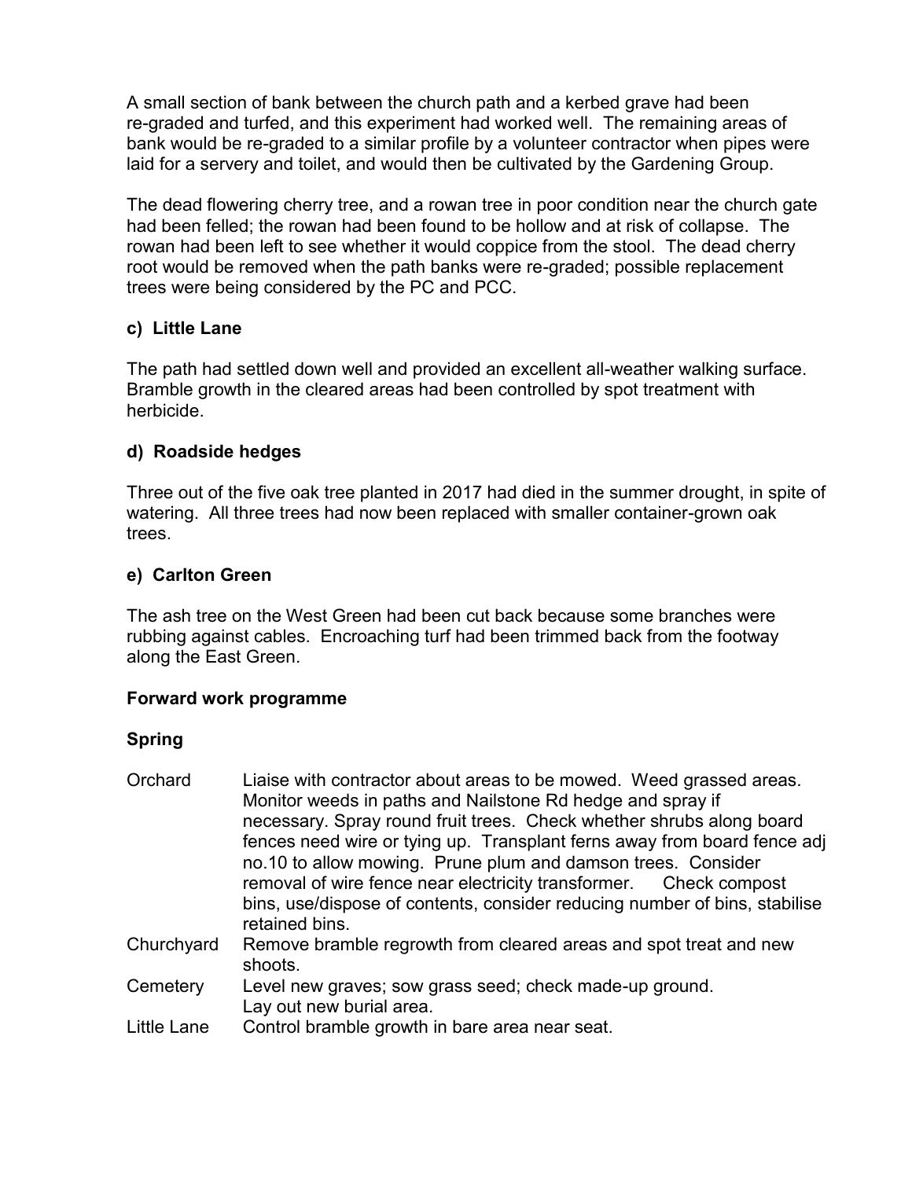A small section of bank between the church path and a kerbed grave had been re-graded and turfed, and this experiment had worked well. The remaining areas of bank would be re-graded to a similar profile by a volunteer contractor when pipes were laid for a servery and toilet, and would then be cultivated by the Gardening Group.

The dead flowering cherry tree, and a rowan tree in poor condition near the church gate had been felled; the rowan had been found to be hollow and at risk of collapse. The rowan had been left to see whether it would coppice from the stool. The dead cherry root would be removed when the path banks were re-graded; possible replacement trees were being considered by the PC and PCC.

**c) Little Lane**

The path had settled down well and provided an excellent all-weather walking surface. Bramble growth in the cleared areas had been controlled by spot treatment with herbicide.

**d) Roadside hedges**

Three out of the five oak tree planted in 2017 had died in the summer drought, in spite of watering. All three trees had now been replaced with smaller container-grown oak trees.

**e) Carlton Green**

The ash tree on the West Green had been cut back because some branches were rubbing against cables. Encroaching turf had been trimmed back from the footway along the East Green.

**Forward work programme**

**Spring**

| | |
|---|---|
| Orchard | Liaise with contractor about areas to be mowed. Weed grassed areas. Monitor weeds in paths and Nailstone Rd hedge and spray if necessary. Spray round fruit trees. Check whether shrubs along board fences need wire or tying up. Transplant ferns away from board fence adj no.10 to allow mowing. Prune plum and damson trees. Consider removal of wire fence near electricity transformer. Check compost bins, use/dispose of contents, consider reducing number of bins, stabilise retained bins. |
| Churchyard | Remove bramble regrowth from cleared areas and spot treat and new shoots. |
| Cemetery | Level new graves; sow grass seed; check made-up ground. Lay out new burial area. |
| Little Lane | Control bramble growth in bare area near seat. |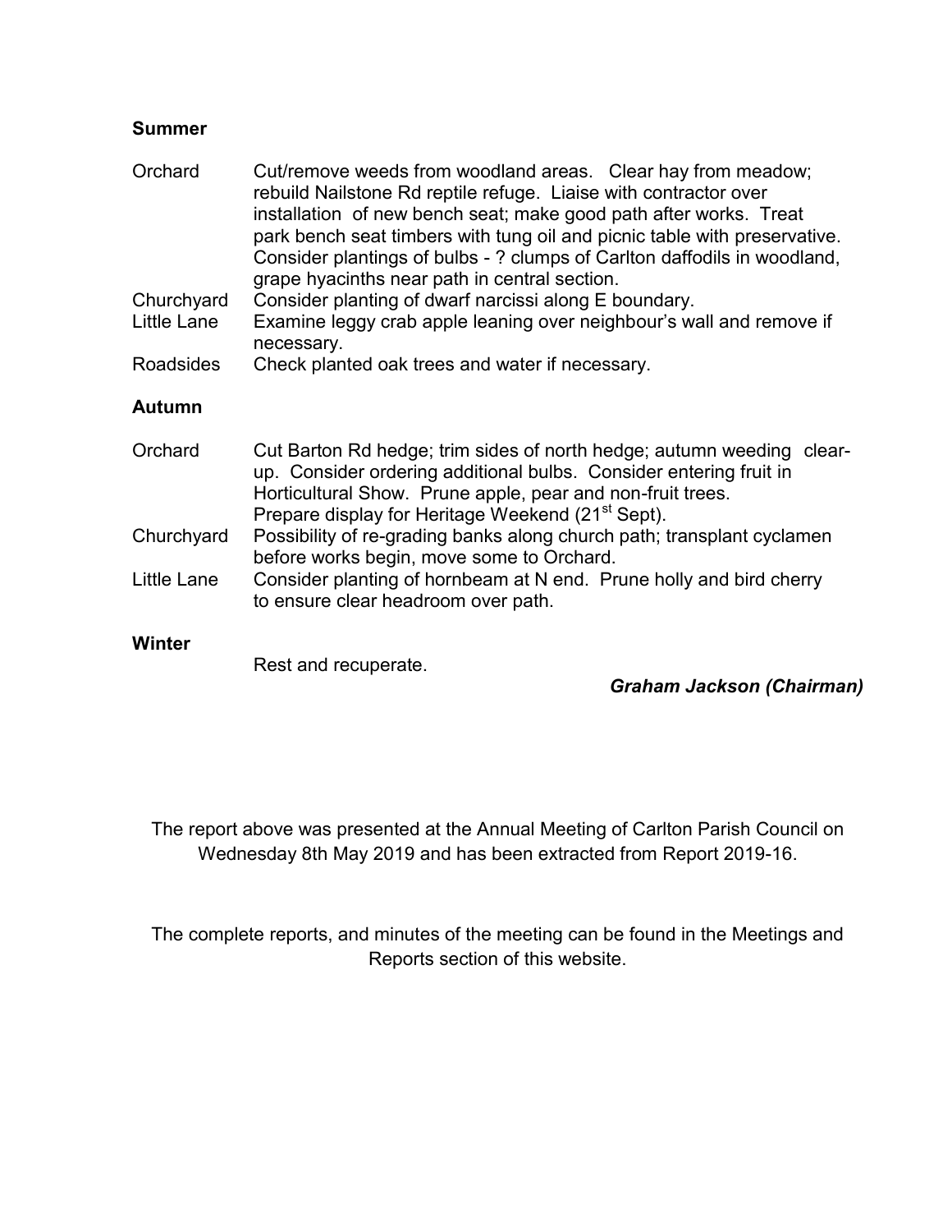**Summer**

| | |
|---|---|
| Orchard | Cut/remove weeds from woodland areas. Clear hay from meadow; rebuild Nailstone Rd reptile refuge. Liaise with contractor over installation of new bench seat; make good path after works. Treat park bench seat timbers with tung oil and picnic table with preservative. Consider plantings of bulbs - ? clumps of Carlton daffodils in woodland, grape hyacinths near path in central section. |
| Churchyard | Consider planting of dwarf narcissi along E boundary. |
| Little Lane | Examine leggy crab apple leaning over neighbour's wall and remove if necessary. |
| Roadsides | Check planted oak trees and water if necessary. |

**Autumn**

| | |
|---|---|
| Orchard | Cut Barton Rd hedge; trim sides of north hedge; autumn weeding clear-up. Consider ordering additional bulbs. Consider entering fruit in Horticultural Show. Prune apple, pear and non-fruit trees. Prepare display for Heritage Weekend (21st Sept). |
| Churchyard | Possibility of re-grading banks along church path; transplant cyclamen before works begin, move some to Orchard. |
| Little Lane | Consider planting of hornbeam at N end. Prune holly and bird cherry to ensure clear headroom over path. |

**Winter**

Rest and recuperate.

***Graham Jackson (Chairman)***

The report above was presented at the Annual Meeting of Carlton Parish Council on Wednesday 8th May 2019 and has been extracted from Report 2019-16.

The complete reports, and minutes of the meeting can be found in the Meetings and Reports section of this website.